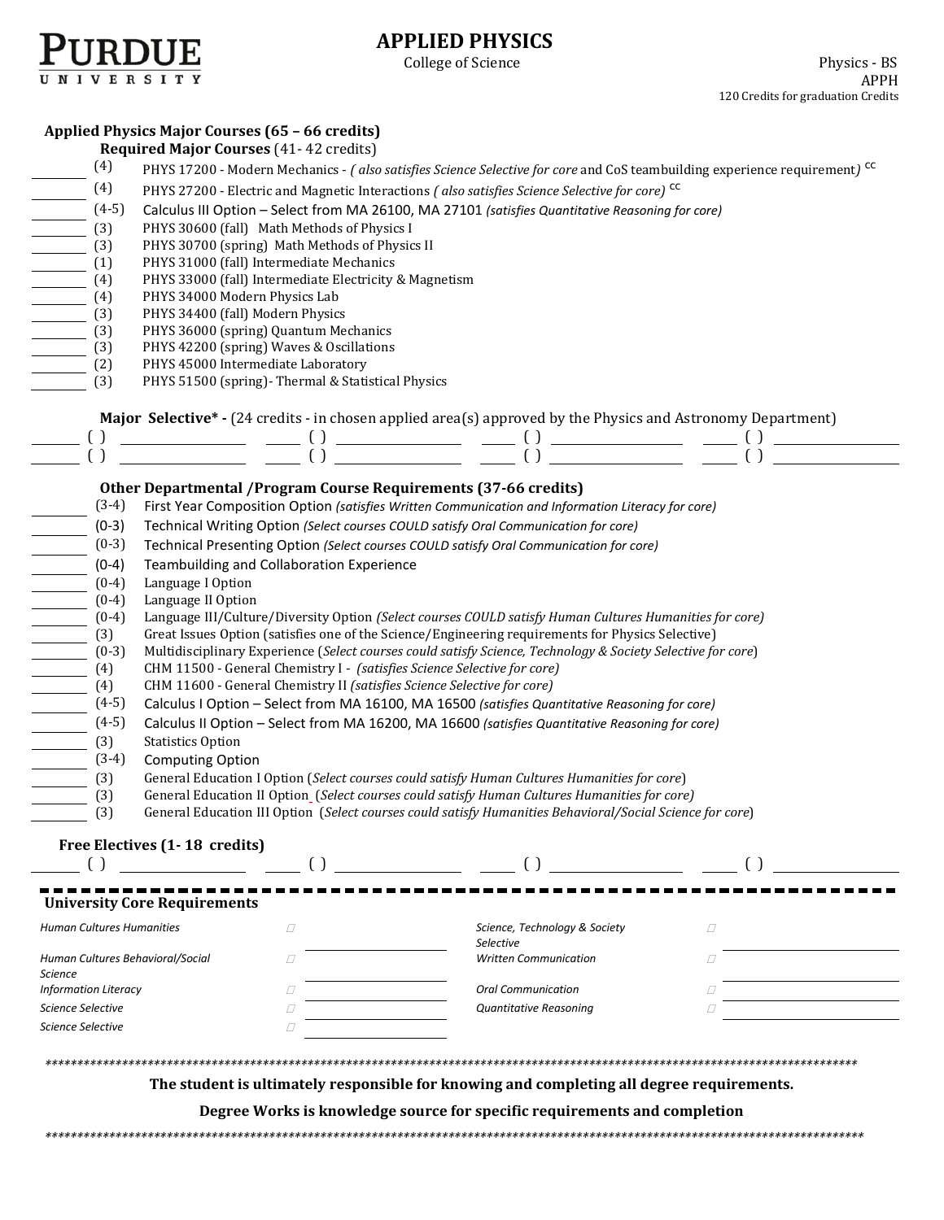# APPLIED PHYSICS

College of Science

Physics - BS
APPH
120 Credits for graduation Credits

## Applied Physics Major Courses (65 – 66 credits)

### Required Major Courses (41- 42 credits)

- (4) PHYS 17200 - Modern Mechanics - *( also satisfies Science Selective for core* and CoS teambuilding experience requirement*)* CC
- (4) PHYS 27200 - Electric and Magnetic Interactions *( also satisfies Science Selective for core)* CC
- (4-5) Calculus III Option – Select from MA 26100, MA 27101 *(satisfies Quantitative Reasoning for core)*
- (3) PHYS 30600 (fall) Math Methods of Physics I
- (3) PHYS 30700 (spring) Math Methods of Physics II
- (1) PHYS 31000 (fall) Intermediate Mechanics
- (4) PHYS 33000 (fall) Intermediate Electricity & Magnetism
- (4) PHYS 34000 Modern Physics Lab
- (3) PHYS 34400 (fall) Modern Physics
- (3) PHYS 36000 (spring) Quantum Mechanics
- (3) PHYS 42200 (spring) Waves & Oscillations
- (2) PHYS 45000 Intermediate Laboratory
- (3) PHYS 51500 (spring)- Thermal & Statistical Physics

### Major Selective* - (24 credits - in chosen applied area(s) approved by the Physics and Astronomy Department)

| ( ) | ( ) | ( ) | ( ) |
|---|---|---|---|
| ( ) | ( ) | ( ) | ( ) |

### Other Departmental /Program Course Requirements (37-66 credits)

- (3-4) First Year Composition Option *(satisfies Written Communication and Information Literacy for core)*
- (0-3) Technical Writing Option *(Select courses COULD satisfy Oral Communication for core)*
- (0-3) Technical Presenting Option *(Select courses COULD satisfy Oral Communication for core)*
- (0-4) Teambuilding and Collaboration Experience
- (0-4) Language I Option
- (0-4) Language II Option
- (0-4) Language III/Culture/Diversity Option *(Select courses COULD satisfy Human Cultures Humanities for core)*
- (3) Great Issues Option (satisfies one of the Science/Engineering requirements for Physics Selective)
- (0-3) Multidisciplinary Experience (*Select courses could satisfy Science, Technology & Society Selective for core*)
- (4) CHM 11500 - General Chemistry I - *(satisfies Science Selective for core)*
- (4) CHM 11600 - General Chemistry II *(satisfies Science Selective for core)*
- (4-5) Calculus I Option – Select from MA 16100, MA 16500 *(satisfies Quantitative Reasoning for core)*
- (4-5) Calculus II Option – Select from MA 16200, MA 16600 *(satisfies Quantitative Reasoning for core)*
- (3) Statistics Option
- (3-4) Computing Option
- (3) General Education I Option (*Select courses could satisfy Human Cultures Humanities for core*)
- (3) General Education II Option (*Select courses could satisfy Human Cultures Humanities for core)*
- (3) General Education III Option (*Select courses could satisfy Humanities Behavioral/Social Science for core*)

### Free Electives (1- 18 credits)

| ( ) | ( ) | ( ) | ( ) |
|---|---|---|---|

## University Core Requirements

| Requirement | | Requirement | |
|---|---|---|---|
| *Human Cultures Humanities* | | *Science, Technology & Society Selective* | |
| *Human Cultures Behavioral/Social Science* | | *Written Communication* | |
| *Information Literacy* | | *Oral Communication* | |
| *Science Selective* | | *Quantitative Reasoning* | |
| *Science Selective* | | | |

**The student is ultimately responsible for knowing and completing all degree requirements.**

**Degree Works is knowledge source for specific requirements and completion**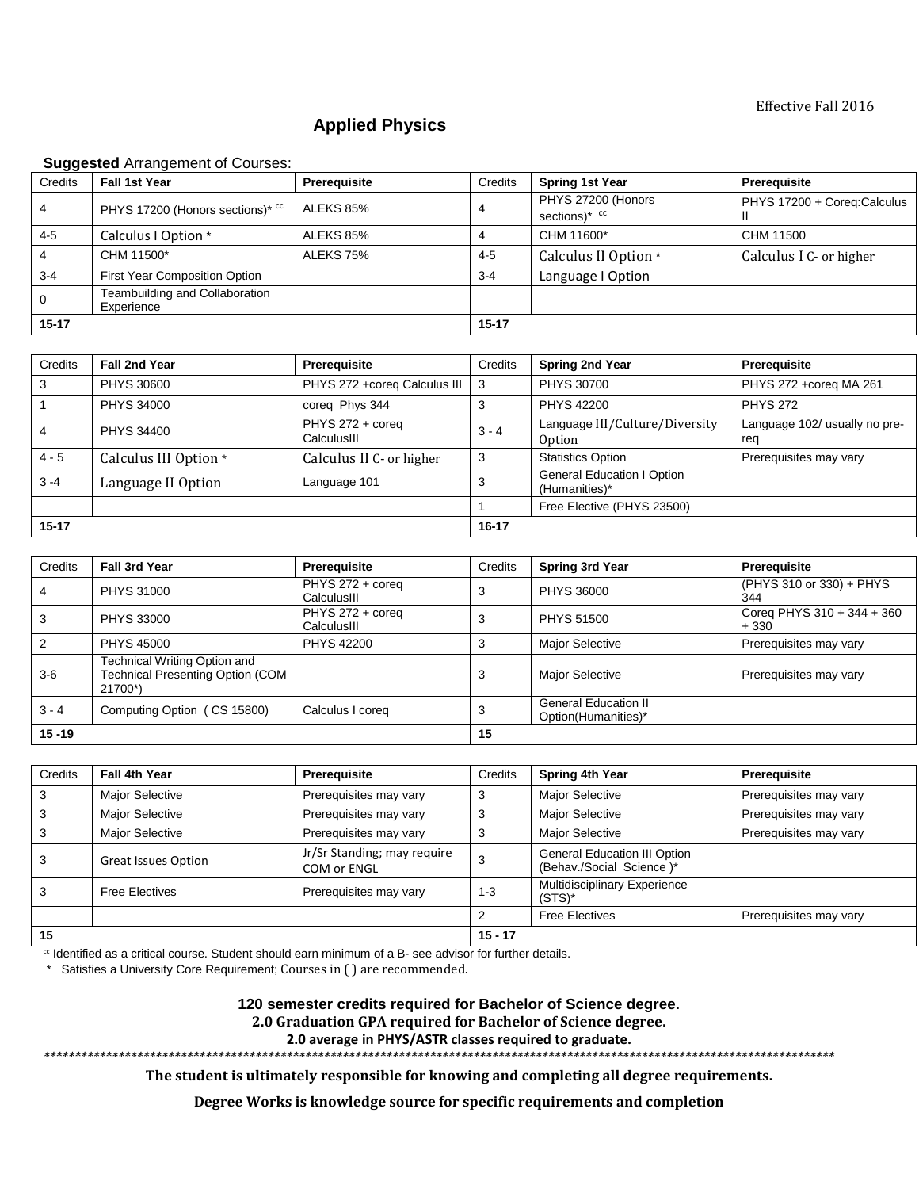Effective Fall 2016

# Applied Physics

**Suggested** Arrangement of Courses:

| Credits | Fall 1st Year | Prerequisite | Credits | Spring 1st Year | Prerequisite |
|---|---|---|---|---|---|
| 4 | PHYS 17200 (Honors sections)* cc | ALEKS 85% | 4 | PHYS 27200 (Honors sections)* cc | PHYS 17200 + Coreq:Calculus II |
| 4-5 | Calculus I Option * | ALEKS 85% | 4 | CHM 11600* | CHM 11500 |
| 4 | CHM 11500* | ALEKS 75% | 4-5 | Calculus II Option * | Calculus I C- or higher |
| 3-4 | First Year Composition Option | | 3-4 | Language I Option | |
| 0 | Teambuilding and Collaboration Experience | | | | |
| **15-17** | | | **15-17** | | |

| Credits | Fall 2nd Year | Prerequisite | Credits | Spring 2nd Year | Prerequisite |
|---|---|---|---|---|---|
| 3 | PHYS 30600 | PHYS 272 +coreq Calculus III | 3 | PHYS 30700 | PHYS 272 +coreq MA 261 |
| 1 | PHYS 34000 | coreq Phys 344 | 3 | PHYS 42200 | PHYS 272 |
| 4 | PHYS 34400 | PHYS 272 + coreq CalculusIII | 3 - 4 | Language III/Culture/Diversity Option | Language 102/ usually no pre-req |
| 4 - 5 | Calculus III Option * | Calculus II C- or higher | 3 | Statistics Option | Prerequisites may vary |
| 3 -4 | Language II Option | Language 101 | 3 | General Education I Option (Humanities)* | |
| | | | 1 | Free Elective (PHYS 23500) | |
| **15-17** | | | **16-17** | | |

| Credits | Fall 3rd Year | Prerequisite | Credits | Spring 3rd Year | Prerequisite |
|---|---|---|---|---|---|
| 4 | PHYS 31000 | PHYS 272 + coreq CalculusIII | 3 | PHYS 36000 | (PHYS 310 or 330) + PHYS 344 |
| 3 | PHYS 33000 | PHYS 272 + coreq CalculusIII | 3 | PHYS 51500 | Coreq PHYS 310 + 344 + 360 + 330 |
| 2 | PHYS 45000 | PHYS 42200 | 3 | Major Selective | Prerequisites may vary |
| 3-6 | Technical Writing Option and Technical Presenting Option (COM 21700*) | | 3 | Major Selective | Prerequisites may vary |
| 3 - 4 | Computing Option ( CS 15800) | Calculus I coreq | 3 | General Education II Option(Humanities)* | |
| **15 -19** | | | **15** | | |

| Credits | Fall 4th Year | Prerequisite | Credits | Spring 4th Year | Prerequisite |
|---|---|---|---|---|---|
| 3 | Major Selective | Prerequisites may vary | 3 | Major Selective | Prerequisites may vary |
| 3 | Major Selective | Prerequisites may vary | 3 | Major Selective | Prerequisites may vary |
| 3 | Major Selective | Prerequisites may vary | 3 | Major Selective | Prerequisites may vary |
| 3 | Great Issues Option | Jr/Sr Standing; may require COM or ENGL | 3 | General Education III Option (Behav./Social Science )* | |
| 3 | Free Electives | Prerequisites may vary | 1-3 | Multidisciplinary Experience (STS)* | |
| | | | 2 | Free Electives | Prerequisites may vary |
| **15** | | | **15 - 17** | | |

cc Identified as a critical course. Student should earn minimum of a B- see advisor for further details.

\* Satisfies a University Core Requirement; Courses in ( ) are recommended.

**120 semester credits required for Bachelor of Science degree.**

**2.0 Graduation GPA required for Bachelor of Science degree.**

**2.0 average in PHYS/ASTR classes required to graduate.**

*******************************************************************************************************************************

**The student is ultimately responsible for knowing and completing all degree requirements.**

**Degree Works is knowledge source for specific requirements and completion**